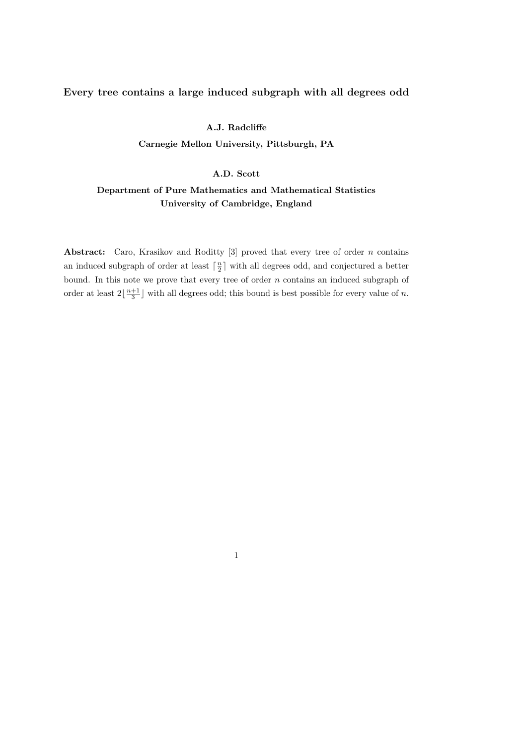# Every tree contains a large induced subgraph with all degrees odd

**A.J. Radcliffe**

**Carnegie Mellon University, Pittsburgh, PA**

**A.D. Scott**

**Department of Pure Mathematics and Mathematical Statistics**
**University of Cambridge, England**

**Abstract:** Caro, Krasikov and Roditty [3] proved that every tree of order $n$ contains an induced subgraph of order at least $\lceil \frac{n}{2} \rceil$ with all degrees odd, and conjectured a better bound. In this note we prove that every tree of order $n$ contains an induced subgraph of order at least $2\lfloor \frac{n+1}{3} \rfloor$ with all degrees odd; this bound is best possible for every value of $n$.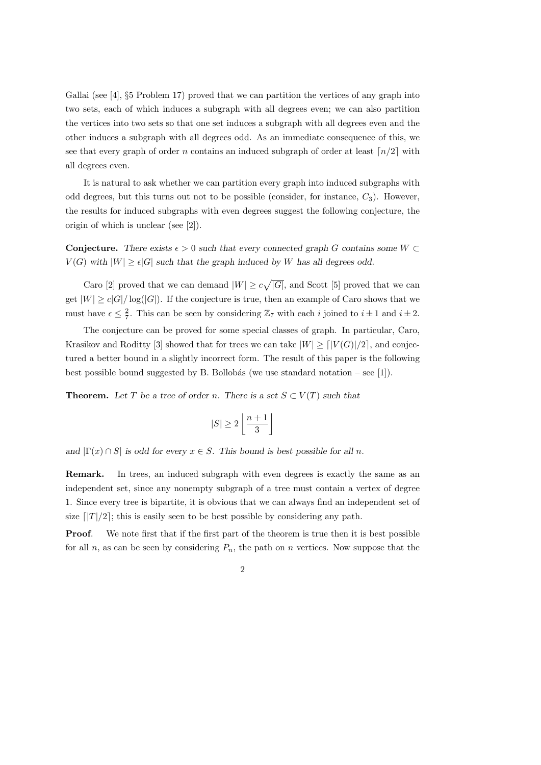Gallai (see [4], §5 Problem 17) proved that we can partition the vertices of any graph into two sets, each of which induces a subgraph with all degrees even; we can also partition the vertices into two sets so that one set induces a subgraph with all degrees even and the other induces a subgraph with all degrees odd. As an immediate consequence of this, we see that every graph of order $n$ contains an induced subgraph of order at least $\lceil n/2 \rceil$ with all degrees even.

It is natural to ask whether we can partition every graph into induced subgraphs with odd degrees, but this turns out not to be possible (consider, for instance, $C_3$). However, the results for induced subgraphs with even degrees suggest the following conjecture, the origin of which is unclear (see [2]).

**Conjecture.** *There exists $\epsilon > 0$ such that every connected graph $G$ contains some $W \subset V(G)$ with $|W| \geq \epsilon |G|$ such that the graph induced by $W$ has all degrees odd.*

Caro [2] proved that we can demand $|W| \geq c\sqrt{|G|}$, and Scott [5] proved that we can get $|W| \geq c|G|/\log(|G|)$. If the conjecture is true, then an example of Caro shows that we must have $\epsilon \leq \frac{2}{7}$. This can be seen by considering $\mathbb{Z}_7$ with each $i$ joined to $i \pm 1$ and $i \pm 2$.

The conjecture can be proved for some special classes of graph. In particular, Caro, Krasikov and Roditty [3] showed that for trees we can take $|W| \geq \lceil |V(G)|/2 \rceil$, and conjectured a better bound in a slightly incorrect form. The result of this paper is the following best possible bound suggested by B. Bollobás (we use standard notation – see [1]).

**Theorem.** *Let $T$ be a tree of order $n$. There is a set $S \subset V(T)$ such that*

$$|S| \geq 2 \left\lfloor \frac{n+1}{3} \right\rfloor$$

*and $|\Gamma(x) \cap S|$ is odd for every $x \in S$. This bound is best possible for all $n$.*

**Remark.** In trees, an induced subgraph with even degrees is exactly the same as an independent set, since any nonempty subgraph of a tree must contain a vertex of degree 1. Since every tree is bipartite, it is obvious that we can always find an independent set of size $\lceil |T|/2 \rceil$; this is easily seen to be best possible by considering any path.

**Proof.** We note first that if the first part of the theorem is true then it is best possible for all $n$, as can be seen by considering $P_n$, the path on $n$ vertices. Now suppose that the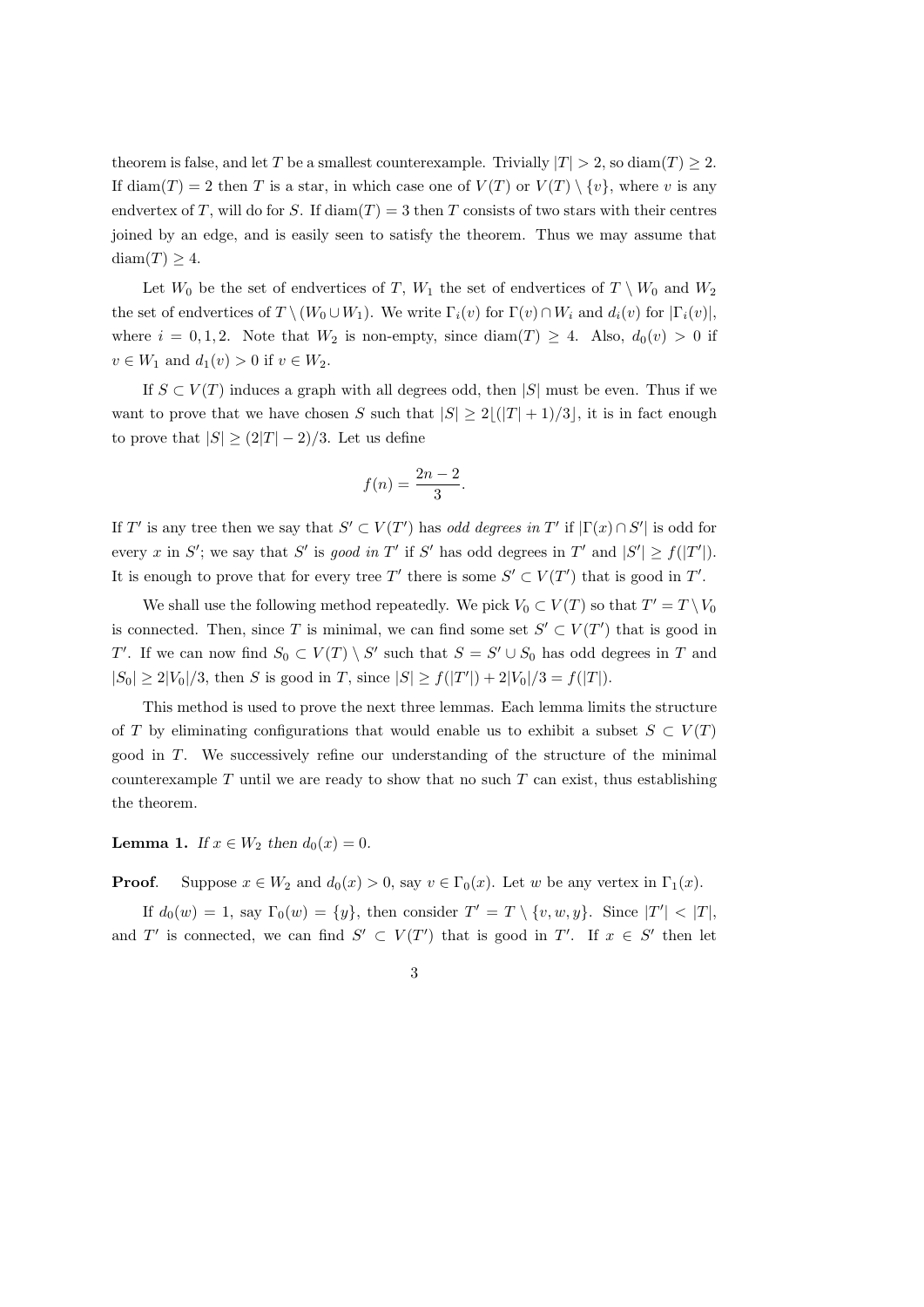theorem is false, and let $T$ be a smallest counterexample. Trivially $|T| > 2$, so $\operatorname{diam}(T) \geq 2$. If $\operatorname{diam}(T) = 2$ then $T$ is a star, in which case one of $V(T)$ or $V(T) \setminus \{v\}$, where $v$ is any endvertex of $T$, will do for $S$. If $\operatorname{diam}(T) = 3$ then $T$ consists of two stars with their centres joined by an edge, and is easily seen to satisfy the theorem. Thus we may assume that $\operatorname{diam}(T) \geq 4$.

Let $W_0$ be the set of endvertices of $T$, $W_1$ the set of endvertices of $T \setminus W_0$ and $W_2$ the set of endvertices of $T \setminus (W_0 \cup W_1)$. We write $\Gamma_i(v)$ for $\Gamma(v) \cap W_i$ and $d_i(v)$ for $|\Gamma_i(v)|$, where $i = 0, 1, 2$. Note that $W_2$ is non-empty, since $\operatorname{diam}(T) \geq 4$. Also, $d_0(v) > 0$ if $v \in W_1$ and $d_1(v) > 0$ if $v \in W_2$.

If $S \subset V(T)$ induces a graph with all degrees odd, then $|S|$ must be even. Thus if we want to prove that we have chosen $S$ such that $|S| \geq 2\lfloor (|T|+1)/3 \rfloor$, it is in fact enough to prove that $|S| \geq (2|T|-2)/3$. Let us define

$$f(n) = \frac{2n-2}{3}.$$

If $T'$ is any tree then we say that $S' \subset V(T')$ has *odd degrees in* $T'$ if $|\Gamma(x) \cap S'|$ is odd for every $x$ in $S'$; we say that $S'$ is *good in* $T'$ if $S'$ has odd degrees in $T'$ and $|S'| \geq f(|T'|)$. It is enough to prove that for every tree $T'$ there is some $S' \subset V(T')$ that is good in $T'$.

We shall use the following method repeatedly. We pick $V_0 \subset V(T)$ so that $T' = T \setminus V_0$ is connected. Then, since $T$ is minimal, we can find some set $S' \subset V(T')$ that is good in $T'$. If we can now find $S_0 \subset V(T) \setminus S'$ such that $S = S' \cup S_0$ has odd degrees in $T$ and $|S_0| \geq 2|V_0|/3$, then $S$ is good in $T$, since $|S| \geq f(|T'|) + 2|V_0|/3 = f(|T|)$.

This method is used to prove the next three lemmas. Each lemma limits the structure of $T$ by eliminating configurations that would enable us to exhibit a subset $S \subset V(T)$ good in $T$. We successively refine our understanding of the structure of the minimal counterexample $T$ until we are ready to show that no such $T$ can exist, thus establishing the theorem.

**Lemma 1.** *If $x \in W_2$ then $d_0(x) = 0$.*

**Proof**. Suppose $x \in W_2$ and $d_0(x) > 0$, say $v \in \Gamma_0(x)$. Let $w$ be any vertex in $\Gamma_1(x)$.

If $d_0(w) = 1$, say $\Gamma_0(w) = \{y\}$, then consider $T' = T \setminus \{v, w, y\}$. Since $|T'| < |T|$, and $T'$ is connected, we can find $S' \subset V(T')$ that is good in $T'$. If $x \in S'$ then let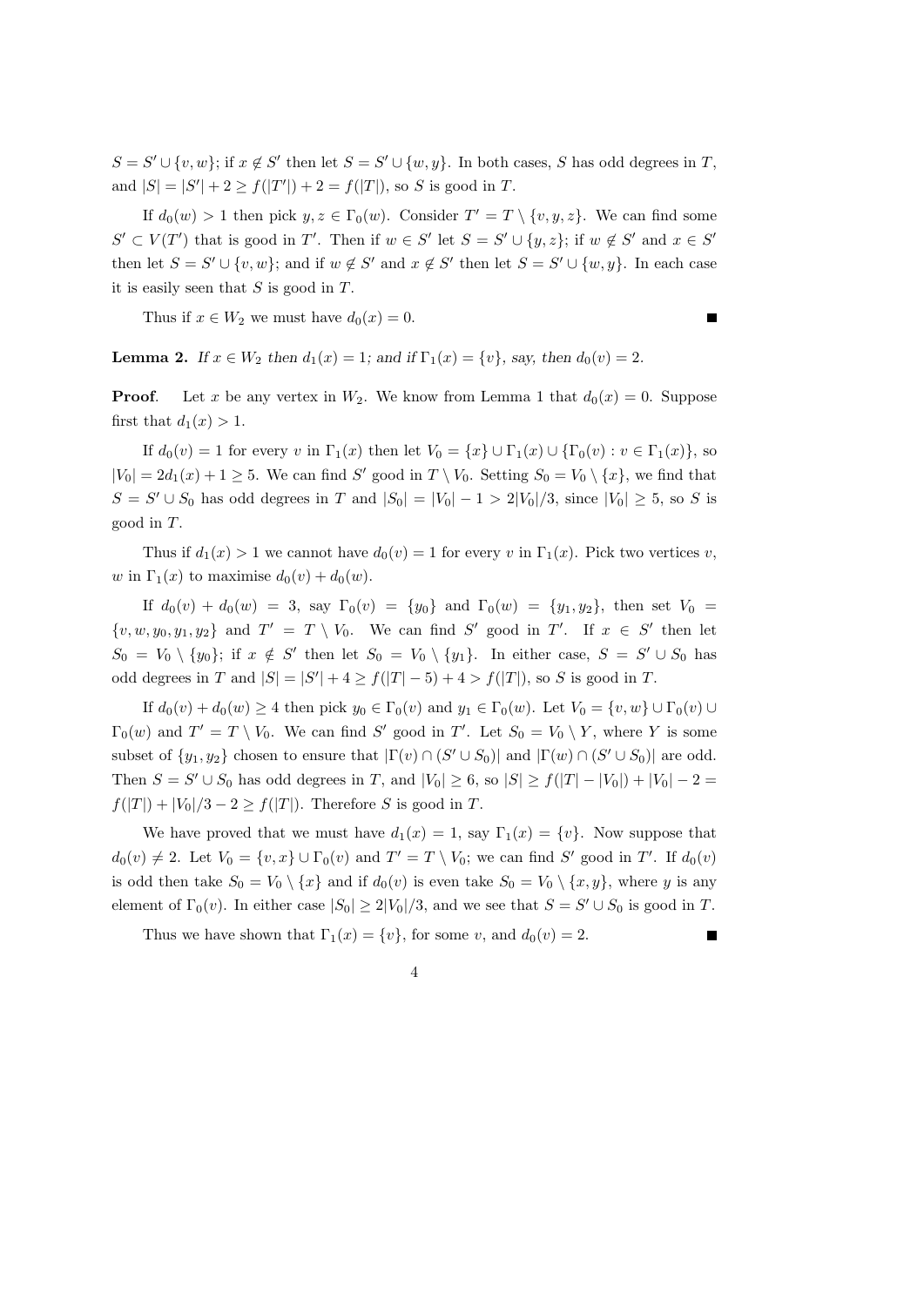$S = S' \cup \{v, w\}$; if $x \notin S'$ then let $S = S' \cup \{w, y\}$. In both cases, $S$ has odd degrees in $T$, and $|S| = |S'| + 2 \geq f(|T'|) + 2 = f(|T|)$, so $S$ is good in $T$.

If $d_0(w) > 1$ then pick $y, z \in \Gamma_0(w)$. Consider $T' = T \setminus \{v, y, z\}$. We can find some $S' \subset V(T')$ that is good in $T'$. Then if $w \in S'$ let $S = S' \cup \{y, z\}$; if $w \notin S'$ and $x \in S'$ then let $S = S' \cup \{v, w\}$; and if $w \notin S'$ and $x \notin S'$ then let $S = S' \cup \{w, y\}$. In each case it is easily seen that $S$ is good in $T$.

Thus if $x \in W_2$ we must have $d_0(x) = 0$. ∎

**Lemma 2.** *If $x \in W_2$ then $d_1(x) = 1$; and if $\Gamma_1(x) = \{v\}$, say, then $d_0(v) = 2$.*

**Proof**. Let $x$ be any vertex in $W_2$. We know from Lemma 1 that $d_0(x) = 0$. Suppose first that $d_1(x) > 1$.

If $d_0(v) = 1$ for every $v$ in $\Gamma_1(x)$ then let $V_0 = \{x\} \cup \Gamma_1(x) \cup \{\Gamma_0(v) : v \in \Gamma_1(x)\}$, so $|V_0| = 2d_1(x) + 1 \geq 5$. We can find $S'$ good in $T \setminus V_0$. Setting $S_0 = V_0 \setminus \{x\}$, we find that $S = S' \cup S_0$ has odd degrees in $T$ and $|S_0| = |V_0| - 1 > 2|V_0|/3$, since $|V_0| \geq 5$, so $S$ is good in $T$.

Thus if $d_1(x) > 1$ we cannot have $d_0(v) = 1$ for every $v$ in $\Gamma_1(x)$. Pick two vertices $v$, $w$ in $\Gamma_1(x)$ to maximise $d_0(v) + d_0(w)$.

If $d_0(v) + d_0(w) = 3$, say $\Gamma_0(v) = \{y_0\}$ and $\Gamma_0(w) = \{y_1, y_2\}$, then set $V_0 = \{v, w, y_0, y_1, y_2\}$ and $T' = T \setminus V_0$. We can find $S'$ good in $T'$. If $x \in S'$ then let $S_0 = V_0 \setminus \{y_0\}$; if $x \notin S'$ then let $S_0 = V_0 \setminus \{y_1\}$. In either case, $S = S' \cup S_0$ has odd degrees in $T$ and $|S| = |S'| + 4 \geq f(|T| - 5) + 4 > f(|T|)$, so $S$ is good in $T$.

If $d_0(v) + d_0(w) \geq 4$ then pick $y_0 \in \Gamma_0(v)$ and $y_1 \in \Gamma_0(w)$. Let $V_0 = \{v, w\} \cup \Gamma_0(v) \cup \Gamma_0(w)$ and $T' = T \setminus V_0$. We can find $S'$ good in $T'$. Let $S_0 = V_0 \setminus Y$, where $Y$ is some subset of $\{y_1, y_2\}$ chosen to ensure that $|\Gamma(v) \cap (S' \cup S_0)|$ and $|\Gamma(w) \cap (S' \cup S_0)|$ are odd. Then $S = S' \cup S_0$ has odd degrees in $T$, and $|V_0| \geq 6$, so $|S| \geq f(|T| - |V_0|) + |V_0| - 2 = f(|T|) + |V_0|/3 - 2 \geq f(|T|)$. Therefore $S$ is good in $T$.

We have proved that we must have $d_1(x) = 1$, say $\Gamma_1(x) = \{v\}$. Now suppose that $d_0(v) \neq 2$. Let $V_0 = \{v, x\} \cup \Gamma_0(v)$ and $T' = T \setminus V_0$; we can find $S'$ good in $T'$. If $d_0(v)$ is odd then take $S_0 = V_0 \setminus \{x\}$ and if $d_0(v)$ is even take $S_0 = V_0 \setminus \{x, y\}$, where $y$ is any element of $\Gamma_0(v)$. In either case $|S_0| \geq 2|V_0|/3$, and we see that $S = S' \cup S_0$ is good in $T$.

Thus we have shown that $\Gamma_1(x) = \{v\}$, for some $v$, and $d_0(v) = 2$. ∎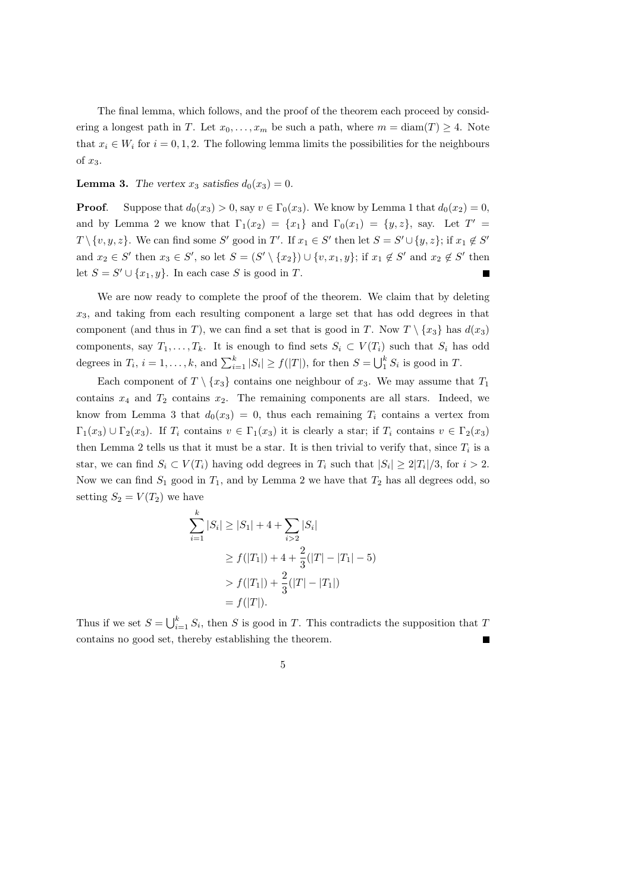The final lemma, which follows, and the proof of the theorem each proceed by considering a longest path in $T$. Let $x_0, \ldots, x_m$ be such a path, where $m = \operatorname{diam}(T) \geq 4$. Note that $x_i \in W_i$ for $i = 0, 1, 2$. The following lemma limits the possibilities for the neighbours of $x_3$.

**Lemma 3.** *The vertex $x_3$ satisfies $d_0(x_3) = 0$.*

**Proof**. Suppose that $d_0(x_3) > 0$, say $v \in \Gamma_0(x_3)$. We know by Lemma 1 that $d_0(x_2) = 0$, and by Lemma 2 we know that $\Gamma_1(x_2) = \{x_1\}$ and $\Gamma_0(x_1) = \{y, z\}$, say. Let $T' = T \setminus \{v, y, z\}$. We can find some $S'$ good in $T'$. If $x_1 \in S'$ then let $S = S' \cup \{y, z\}$; if $x_1 \notin S'$ and $x_2 \in S'$ then $x_3 \in S'$, so let $S = (S' \setminus \{x_2\}) \cup \{v, x_1, y\}$; if $x_1 \notin S'$ and $x_2 \notin S'$ then let $S = S' \cup \{x_1, y\}$. In each case $S$ is good in $T$. ∎

We are now ready to complete the proof of the theorem. We claim that by deleting $x_3$, and taking from each resulting component a large set that has odd degrees in that component (and thus in $T$), we can find a set that is good in $T$. Now $T \setminus \{x_3\}$ has $d(x_3)$ components, say $T_1, \ldots, T_k$. It is enough to find sets $S_i \subset V(T_i)$ such that $S_i$ has odd degrees in $T_i$, $i = 1, \ldots, k$, and $\sum_{i=1}^k |S_i| \geq f(|T|)$, for then $S = \bigcup_1^k S_i$ is good in $T$.

Each component of $T \setminus \{x_3\}$ contains one neighbour of $x_3$. We may assume that $T_1$ contains $x_4$ and $T_2$ contains $x_2$. The remaining components are all stars. Indeed, we know from Lemma 3 that $d_0(x_3) = 0$, thus each remaining $T_i$ contains a vertex from $\Gamma_1(x_3) \cup \Gamma_2(x_3)$. If $T_i$ contains $v \in \Gamma_1(x_3)$ it is clearly a star; if $T_i$ contains $v \in \Gamma_2(x_3)$ then Lemma 2 tells us that it must be a star. It is then trivial to verify that, since $T_i$ is a star, we can find $S_i \subset V(T_i)$ having odd degrees in $T_i$ such that $|S_i| \geq 2|T_i|/3$, for $i > 2$. Now we can find $S_1$ good in $T_1$, and by Lemma 2 we have that $T_2$ has all degrees odd, so setting $S_2 = V(T_2)$ we have

$$
\begin{aligned}
\sum_{i=1}^{k} |S_i| &\geq |S_1| + 4 + \sum_{i>2} |S_i| \\
&\geq f(|T_1|) + 4 + \frac{2}{3}(|T| - |T_1| - 5) \\
&> f(|T_1|) + \frac{2}{3}(|T| - |T_1|) \\
&= f(|T|).
\end{aligned}
$$

Thus if we set $S = \bigcup_{i=1}^k S_i$, then $S$ is good in $T$. This contradicts the supposition that $T$ contains no good set, thereby establishing the theorem. ∎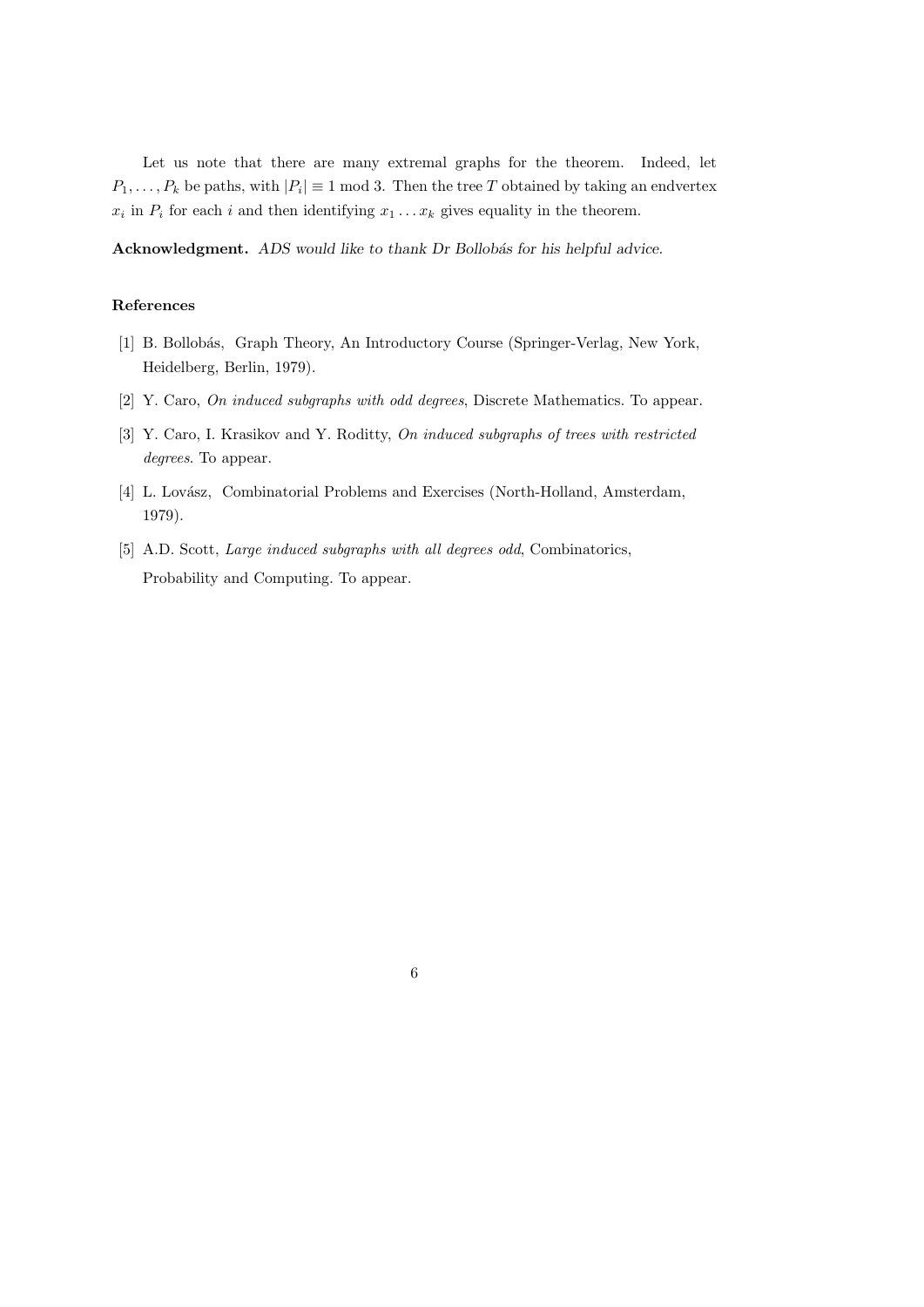Let us note that there are many extremal graphs for the theorem. Indeed, let $P_1, \ldots, P_k$ be paths, with $|P_i| \equiv 1 \bmod 3$. Then the tree $T$ obtained by taking an endvertex $x_i$ in $P_i$ for each $i$ and then identifying $x_1 \ldots x_k$ gives equality in the theorem.

**Acknowledgment.** *ADS would like to thank Dr Bollobás for his helpful advice.*

### References

[1] B. Bollobás, Graph Theory, An Introductory Course (Springer-Verlag, New York, Heidelberg, Berlin, 1979).

[2] Y. Caro, *On induced subgraphs with odd degrees*, Discrete Mathematics. To appear.

[3] Y. Caro, I. Krasikov and Y. Roditty, *On induced subgraphs of trees with restricted degrees*. To appear.

[4] L. Lovász, Combinatorial Problems and Exercises (North-Holland, Amsterdam, 1979).

[5] A.D. Scott, *Large induced subgraphs with all degrees odd*, Combinatorics, Probability and Computing. To appear.